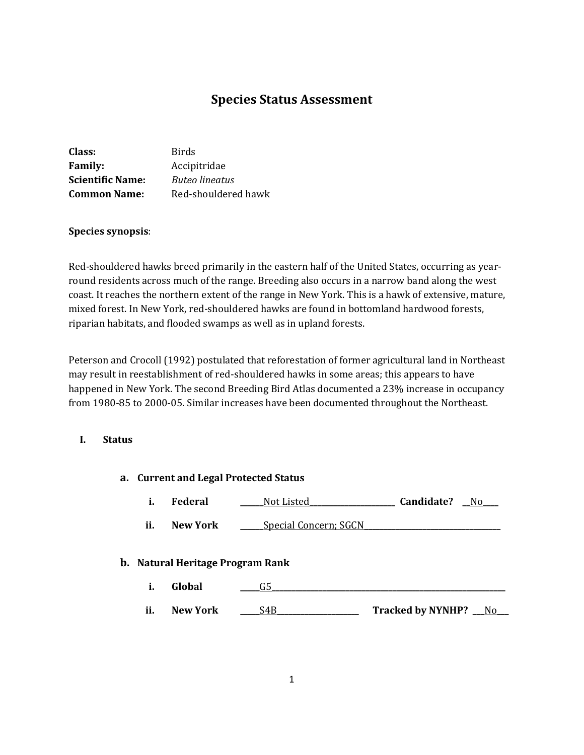# Species Status Assessment

**Class:** Birds
**Family:** Accipitridae
**Scientific Name:** *Buteo lineatus*
**Common Name:** Red-shouldered hawk

**Species synopsis**:

Red-shouldered hawks breed primarily in the eastern half of the United States, occurring as year-round residents across much of the range. Breeding also occurs in a narrow band along the west coast. It reaches the northern extent of the range in New York. This is a hawk of extensive, mature, mixed forest. In New York, red-shouldered hawks are found in bottomland hardwood forests, riparian habitats, and flooded swamps as well as in upland forests.

Peterson and Crocoll (1992) postulated that reforestation of former agricultural land in Northeast may result in reestablishment of red-shouldered hawks in some areas; this appears to have happened in New York. The second Breeding Bird Atlas documented a 23% increase in occupancy from 1980-85 to 2000-05. Similar increases have been documented throughout the Northeast.

## I. Status

### a. Current and Legal Protected Status

i. **Federal** ______Not Listed______ **Candidate?** __No__

ii. **New York** ______Special Concern; SGCN______

### b. Natural Heritage Program Rank

i. **Global** _____G5_____

ii. **New York** _____S4B_____ **Tracked by NYNHP?** ___No___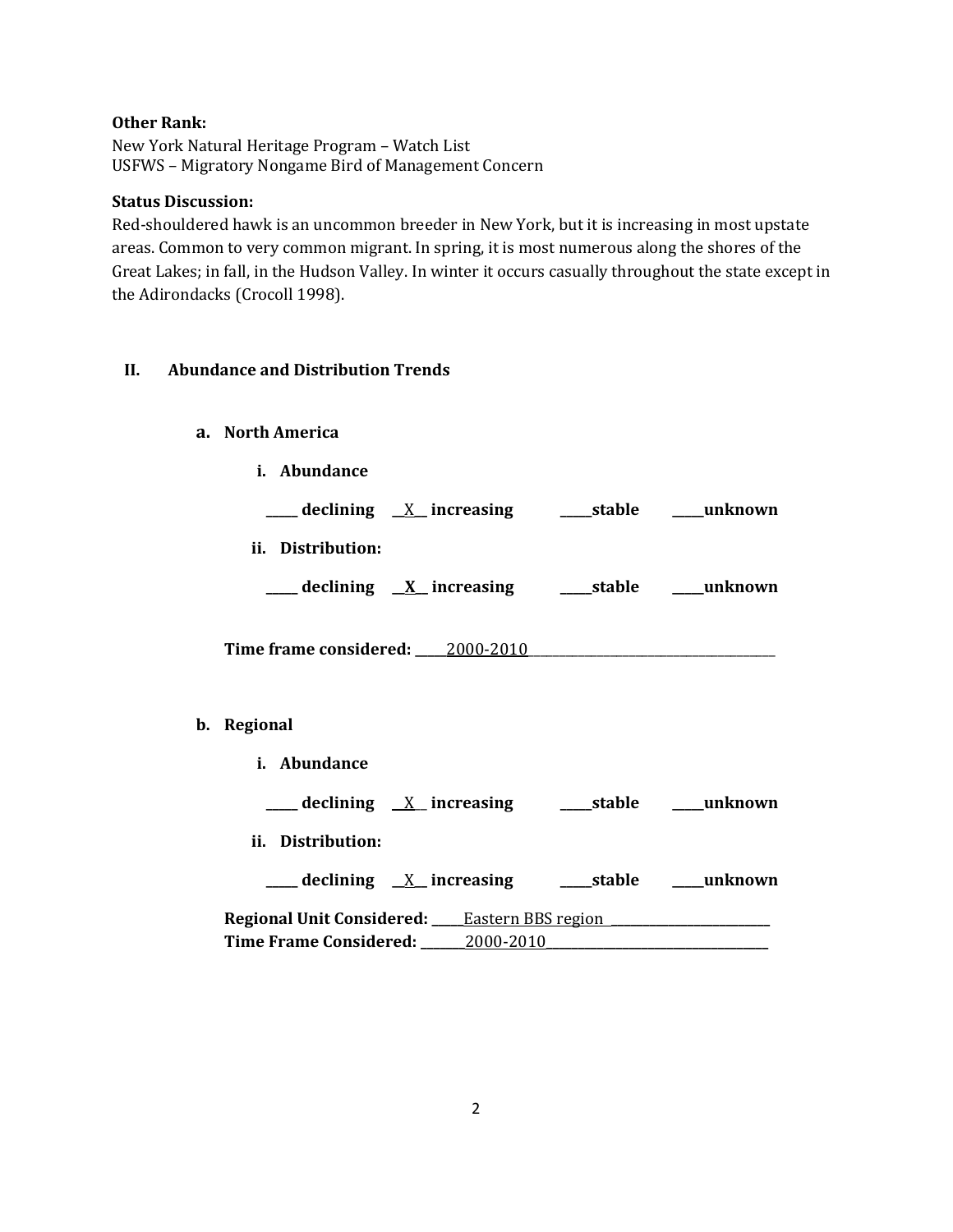**Other Rank:**
New York Natural Heritage Program – Watch List
USFWS – Migratory Nongame Bird of Management Concern

**Status Discussion:**
Red-shouldered hawk is an uncommon breeder in New York, but it is increasing in most upstate areas. Common to very common migrant. In spring, it is most numerous along the shores of the Great Lakes; in fall, in the Hudson Valley. In winter it occurs casually throughout the state except in the Adirondacks (Crocoll 1998).

## II. Abundance and Distribution Trends

### a. North America

**i. Abundance**

**_____ declining __X__ increasing _____stable _____unknown**

**ii. Distribution:**

**_____ declining __X__ increasing _____stable _____unknown**

**Time frame considered:** _____2000-2010_____

### b. Regional

**i. Abundance**

**_____ declining __X__ increasing _____stable _____unknown**

**ii. Distribution:**

**_____ declining __X__ increasing _____stable _____unknown**

**Regional Unit Considered:** _____Eastern BBS region_____
**Time Frame Considered:** _____2000-2010_____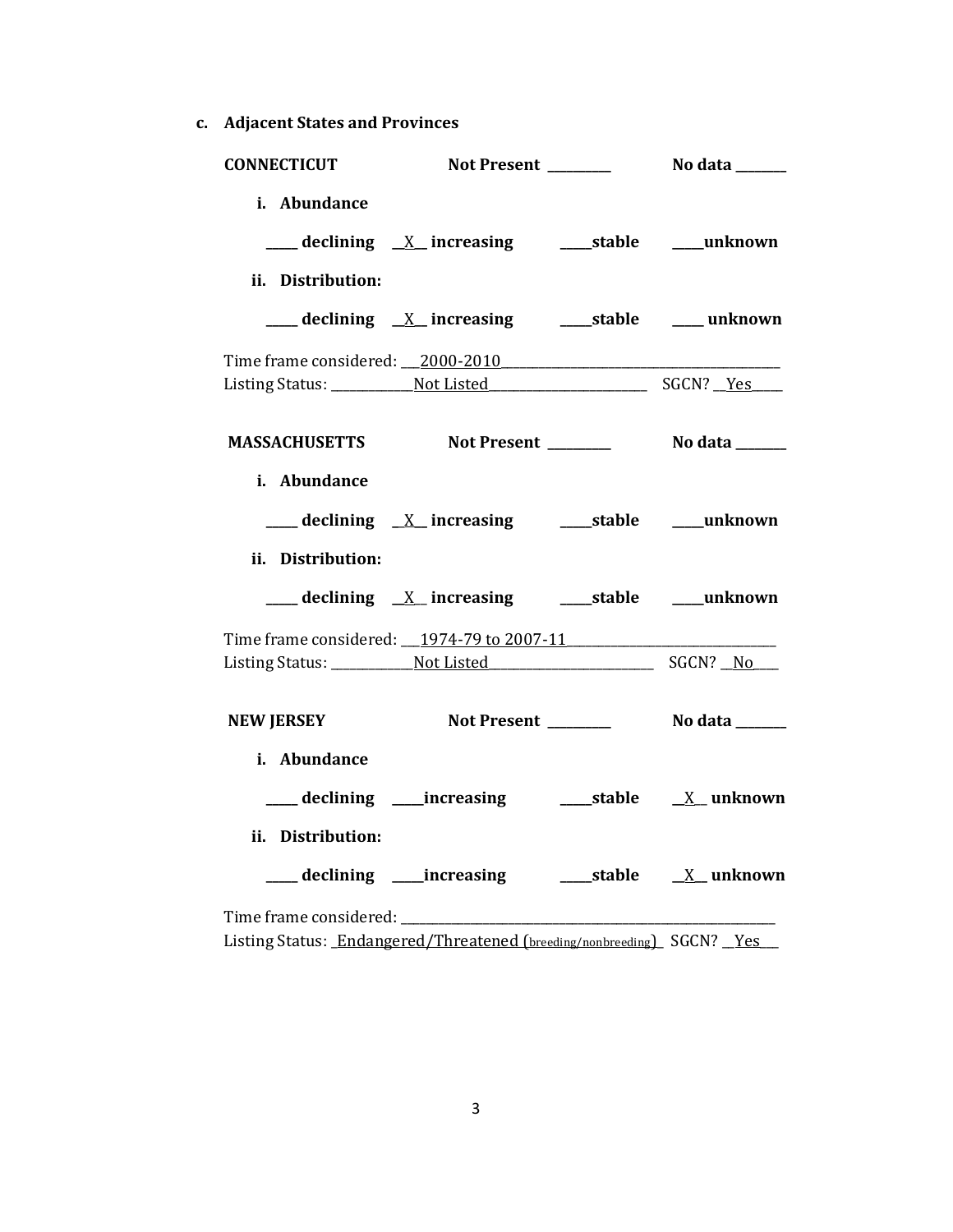**c. Adjacent States and Provinces**

**CONNECTICUT** **Not Present _________** **No data _______**

**i. Abundance**

**____ declining __X__ increasing ____stable ____unknown**

**ii. Distribution:**

**____ declining __X__ increasing ____stable ____ unknown**

Time frame considered: ___2000-2010___________________________________________

Listing Status: ____________Not Listed________________________ SGCN? __Yes____

**MASSACHUSETTS** **Not Present _________** **No data _______**

**i. Abundance**

**____ declining __X__ increasing ____stable ____unknown**

**ii. Distribution:**

**____ declining __X__ increasing ____stable ____unknown**

Time frame considered: ___1974-79 to 2007-11_______________________________

Listing Status: ____________Not Listed_________________________ SGCN? __No___

**NEW JERSEY** **Not Present _________** **No data _______**

**i. Abundance**

**____ declining ____increasing ____stable __X__ unknown**

**ii. Distribution:**

**____ declining ____increasing ____stable __X__ unknown**

Time frame considered: ________________________________________________________

Listing Status: _Endangered/Threatened (breeding/nonbreeding)_ SGCN? __Yes___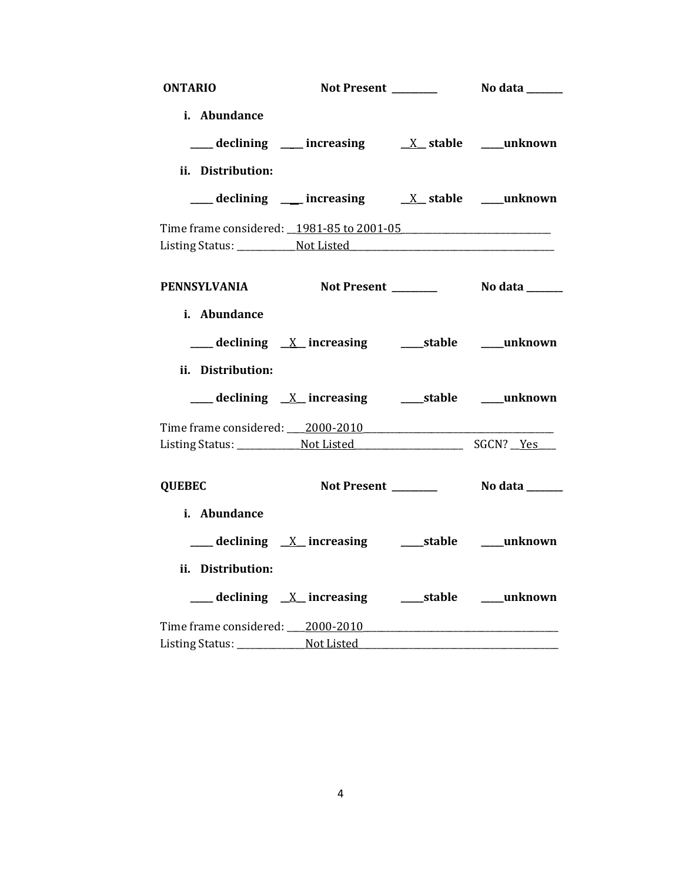**ONTARIO** **Not Present _________** **No data _______**

**i. Abundance**

**_____ declining _____ increasing __X__ stable _____unknown**

**ii. Distribution:**

**_____ declining _____ increasing __X__ stable _____unknown**

Time frame considered: __1981-85 to 2001-05________________________________
Listing Status: ____________Not Listed____________________________________________

**PENNSYLVANIA** **Not Present _________** **No data _______**

**i. Abundance**

**_____ declining __X__ increasing _____stable _____unknown**

**ii. Distribution:**

**_____ declining __X__ increasing _____stable _____unknown**

Time frame considered: ____2000-2010_________________________________________
Listing Status: ______________Not Listed________________________ SGCN? __Yes____

**QUEBEC** **Not Present _________** **No data _______**

**i. Abundance**

**_____ declining __X__ increasing _____stable _____unknown**

**ii. Distribution:**

**_____ declining __X__ increasing _____stable _____unknown**

Time frame considered: ____2000-2010__________________________________________
Listing Status: _______________Not Listed__________________________________________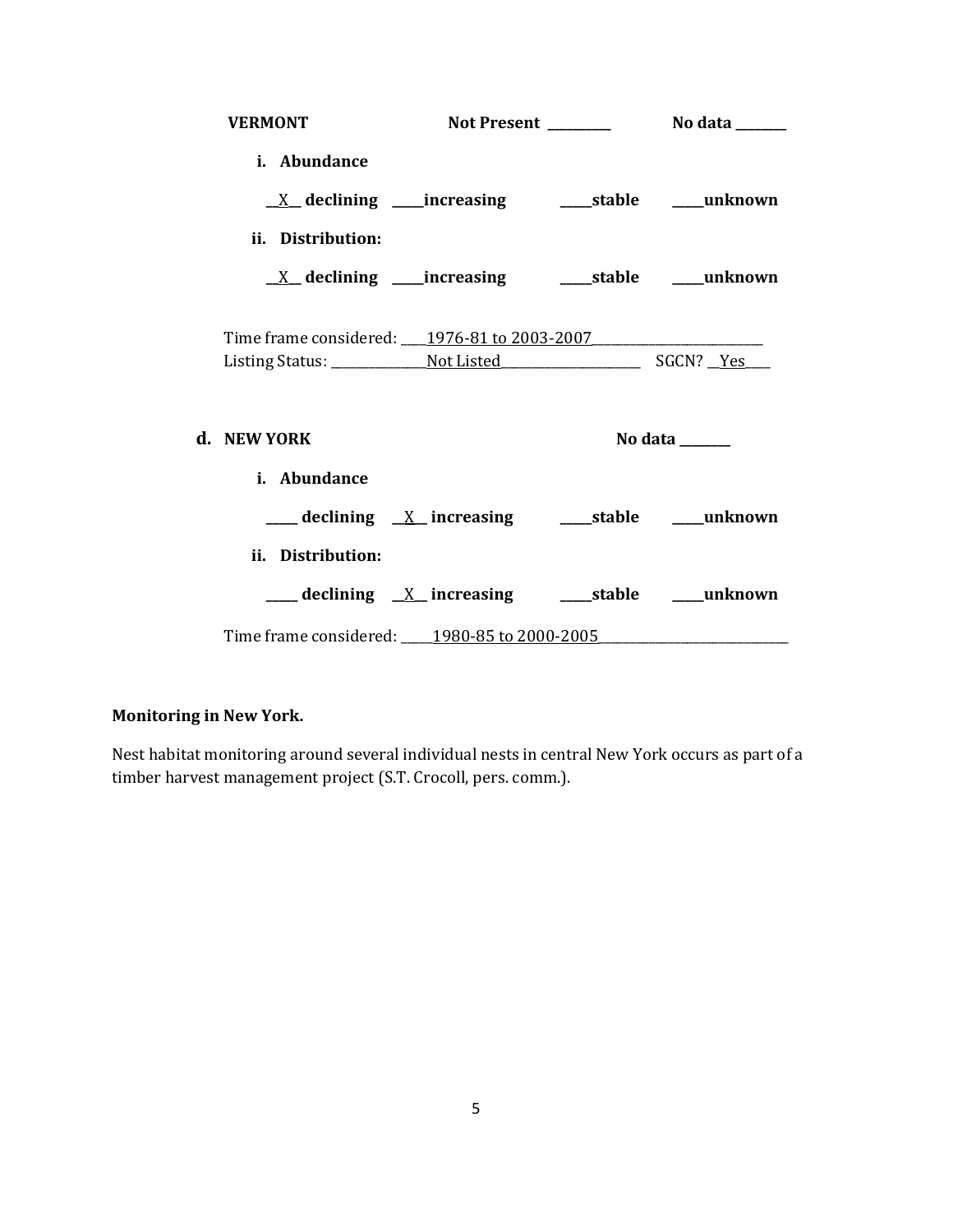**VERMONT** Not Present \_\_\_\_\_\_\_\_\_ No data \_\_\_\_\_\_\_

**i. Abundance**

\_\_X\_\_ **declining** \_\_\_\_\_**increasing** \_\_\_\_\_**stable** \_\_\_\_\_**unknown**

**ii. Distribution:**

\_\_X\_\_ **declining** \_\_\_\_\_**increasing** \_\_\_\_\_**stable** \_\_\_\_\_**unknown**

Time frame considered: \_\_\_\_1976-81 to 2003-2007\_\_\_\_\_\_\_\_\_\_\_\_\_\_\_\_\_\_\_\_\_\_\_\_\_\_
Listing Status: \_\_\_\_\_\_\_\_\_\_\_\_\_\_\_Not Listed\_\_\_\_\_\_\_\_\_\_\_\_\_\_\_\_\_\_\_\_\_\_ SGCN? \_\_Yes\_\_\_\_

**d. NEW YORK** No data \_\_\_\_\_\_\_

**i. Abundance**

\_\_\_\_\_ **declining** \_\_X\_\_ **increasing** \_\_\_\_\_**stable** \_\_\_\_\_**unknown**

**ii. Distribution:**

\_\_\_\_\_ **declining** \_\_X\_\_ **increasing** \_\_\_\_\_**stable** \_\_\_\_\_**unknown**

Time frame considered: \_\_\_\_\_1980-85 to 2000-2005\_\_\_\_\_\_\_\_\_\_\_\_\_\_\_\_\_\_\_\_\_\_\_\_\_\_\_\_\_

**Monitoring in New York.**

Nest habitat monitoring around several individual nests in central New York occurs as part of a timber harvest management project (S.T. Crocoll, pers. comm.).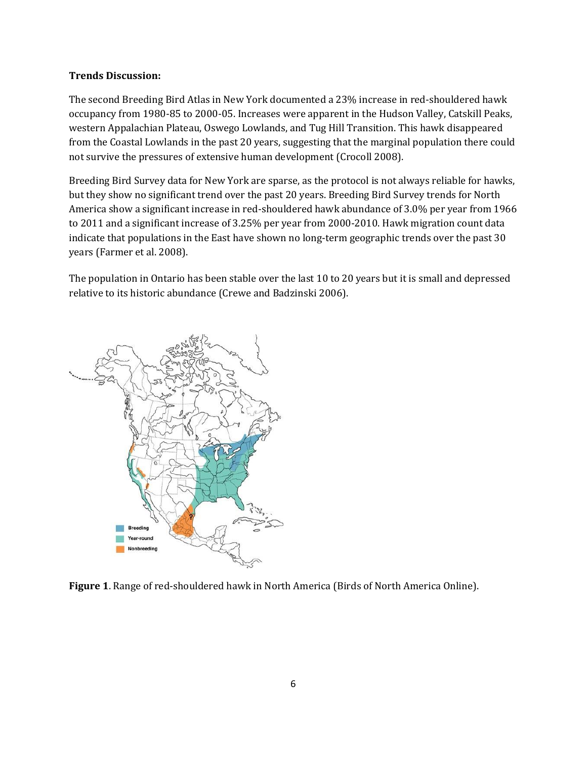**Trends Discussion:**

The second Breeding Bird Atlas in New York documented a 23% increase in red-shouldered hawk occupancy from 1980-85 to 2000-05. Increases were apparent in the Hudson Valley, Catskill Peaks, western Appalachian Plateau, Oswego Lowlands, and Tug Hill Transition. This hawk disappeared from the Coastal Lowlands in the past 20 years, suggesting that the marginal population there could not survive the pressures of extensive human development (Crocoll 2008).

Breeding Bird Survey data for New York are sparse, as the protocol is not always reliable for hawks, but they show no significant trend over the past 20 years. Breeding Bird Survey trends for North America show a significant increase in red-shouldered hawk abundance of 3.0% per year from 1966 to 2011 and a significant increase of 3.25% per year from 2000-2010. Hawk migration count data indicate that populations in the East have shown no long-term geographic trends over the past 30 years (Farmer et al. 2008).

The population in Ontario has been stable over the last 10 to 20 years but it is small and depressed relative to its historic abundance (Crewe and Badzinski 2006).

**Figure 1**. Range of red-shouldered hawk in North America (Birds of North America Online).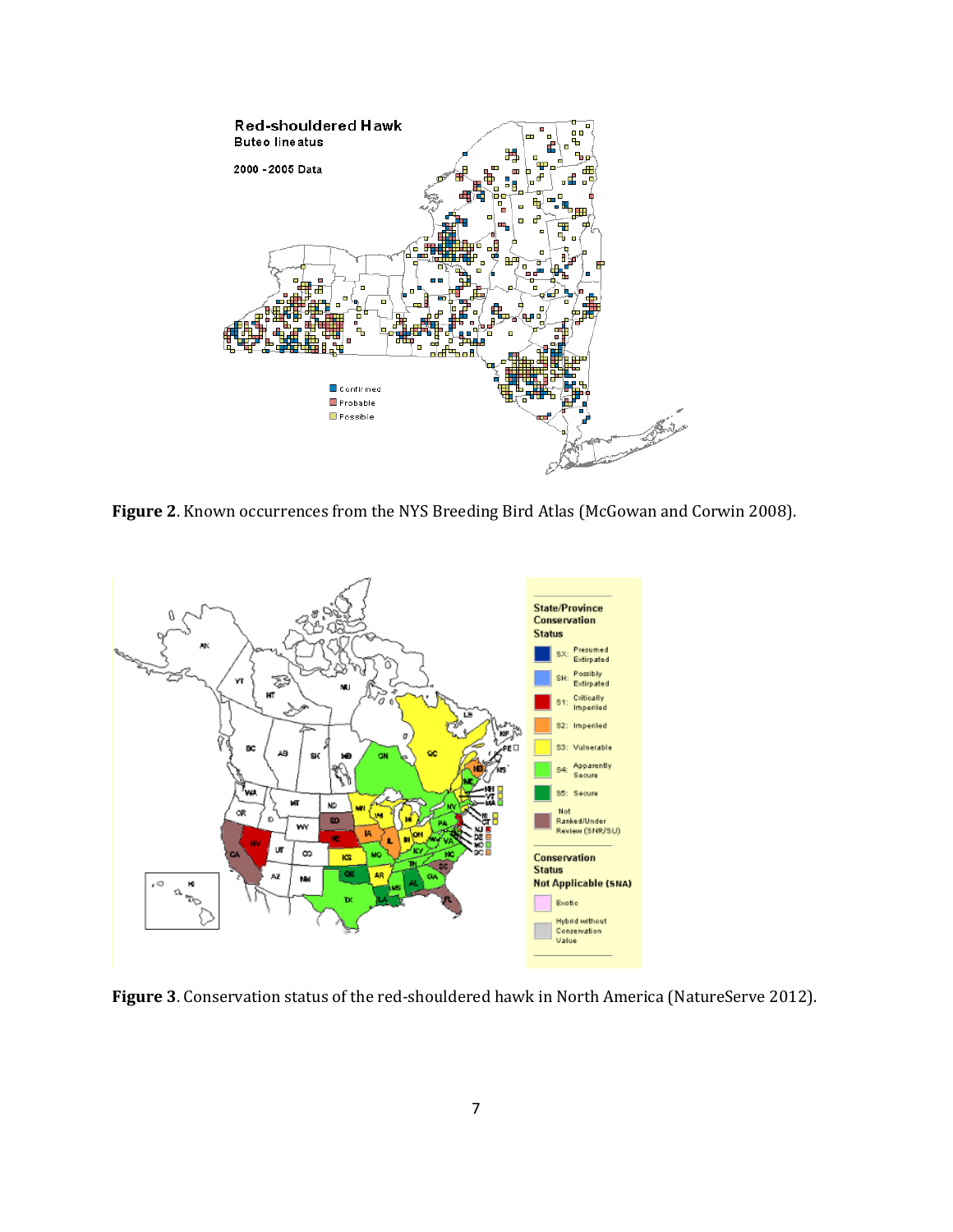**Figure 2**. Known occurrences from the NYS Breeding Bird Atlas (McGowan and Corwin 2008).

**Figure 3**. Conservation status of the red-shouldered hawk in North America (NatureServe 2012).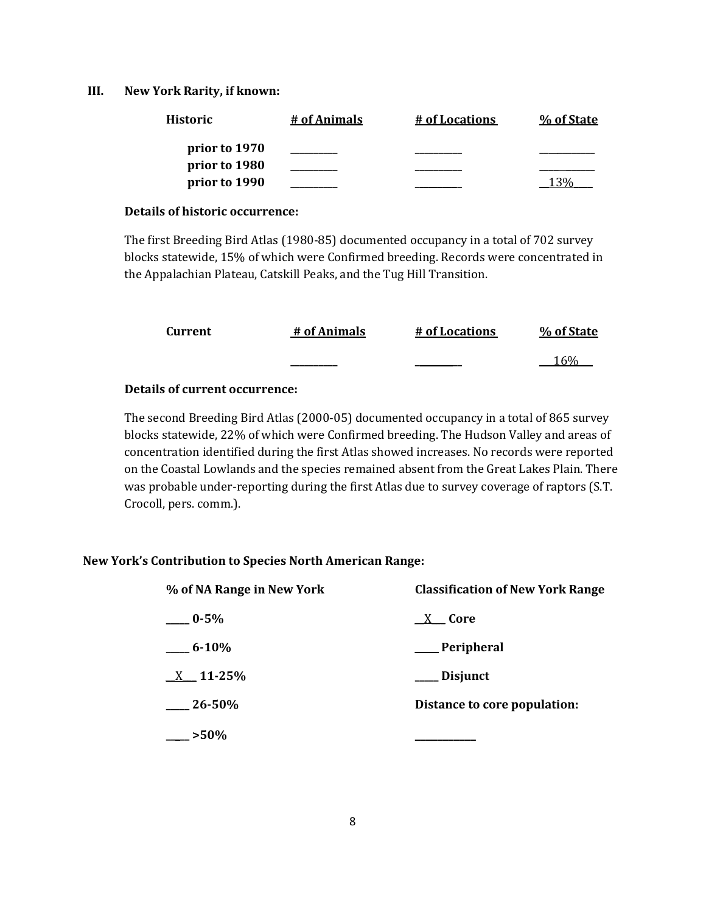## III. New York Rarity, if known:

| Historic | # of Animals | # of Locations | % of State |
|---|---|---|---|
| prior to 1970 | _________ | _________ | __________ |
| prior to 1980 | _________ | _________ | __________ |
| prior to 1990 | _________ | _________ | __13%___ |

**Details of historic occurrence:**

The first Breeding Bird Atlas (1980-85) documented occupancy in a total of 702 survey blocks statewide, 15% of which were Confirmed breeding. Records were concentrated in the Appalachian Plateau, Catskill Peaks, and the Tug Hill Transition.

| Current | # of Animals | # of Locations | % of State |
|---|---|---|---|
| | _________ | _________ | ___16%___ |

**Details of current occurrence:**

The second Breeding Bird Atlas (2000-05) documented occupancy in a total of 865 survey blocks statewide, 22% of which were Confirmed breeding. The Hudson Valley and areas of concentration identified during the first Atlas showed increases. No records were reported on the Coastal Lowlands and the species remained absent from the Great Lakes Plain. There was probable under-reporting during the first Atlas due to survey coverage of raptors (S.T. Crocoll, pers. comm.).

**New York's Contribution to Species North American Range:**

| % of NA Range in New York | Classification of New York Range |
|---|---|
| _____ 0-5% | __X___ Core |
| _____ 6-10% | _____ Peripheral |
| __X___ 11-25% | _____ Disjunct |
| _____ 26-50% | **Distance to core population:** |
| _____ >50% | ____________ |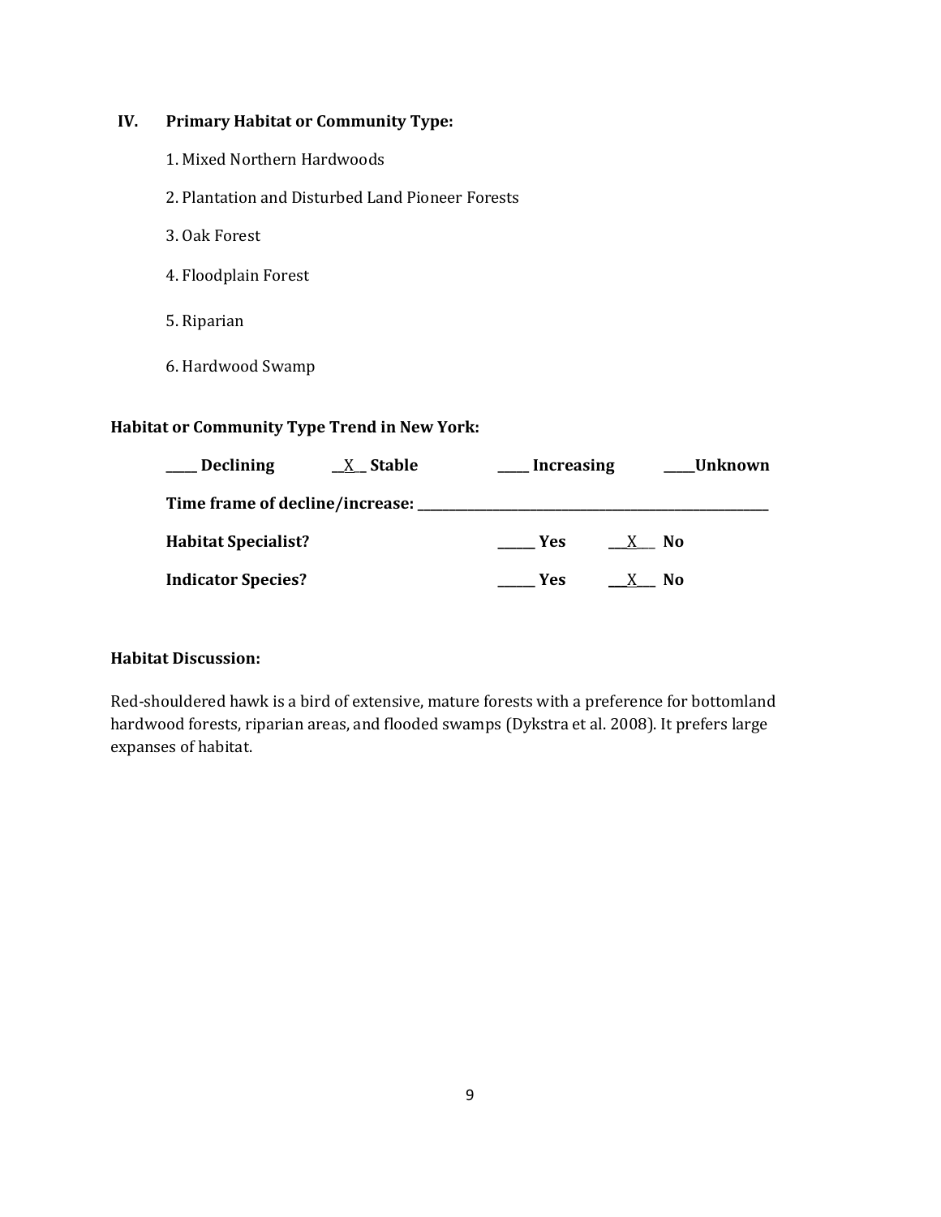## IV. Primary Habitat or Community Type:

1. Mixed Northern Hardwoods
2. Plantation and Disturbed Land Pioneer Forests
3. Oak Forest
4. Floodplain Forest
5. Riparian
6. Hardwood Swamp

**Habitat or Community Type Trend in New York:**

**\_\_\_\_ Declining** **\_\_X\_ Stable** **\_\_\_\_ Increasing** **\_\_\_\_Unknown**

**Time frame of decline/increase: \_\_\_\_\_\_\_\_\_\_\_\_\_\_\_\_\_\_\_\_\_\_\_\_\_\_\_\_\_\_\_\_\_\_\_\_\_\_\_\_\_\_\_\_**

**Habitat Specialist?** **\_\_\_\_\_ Yes** **\_\_X\_\_ No**

**Indicator Species?** **\_\_\_\_\_ Yes** **\_\_X\_\_ No**

**Habitat Discussion:**

Red-shouldered hawk is a bird of extensive, mature forests with a preference for bottomland hardwood forests, riparian areas, and flooded swamps (Dykstra et al. 2008). It prefers large expanses of habitat.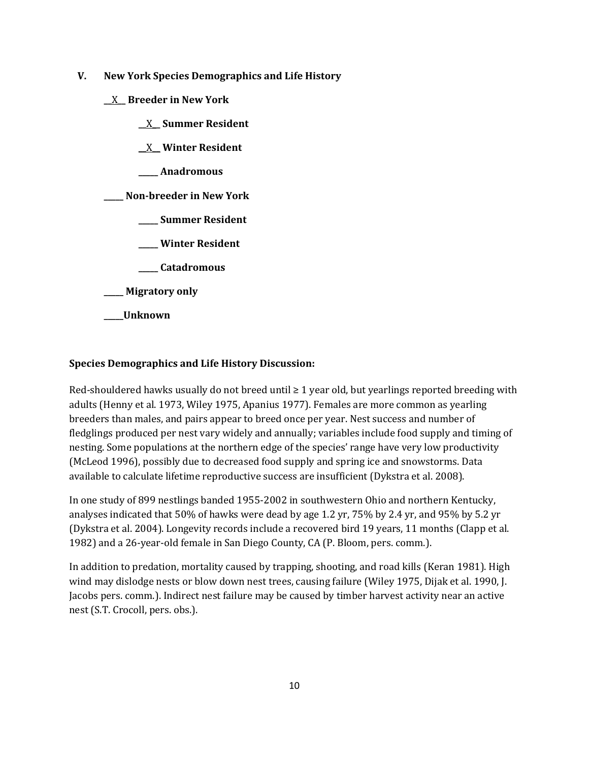### V. New York Species Demographics and Life History

__X__ **Breeder in New York**

__X__ **Summer Resident**

__X__ **Winter Resident**

_____ **Anadromous**

_____ **Non-breeder in New York**

_____ **Summer Resident**

_____ **Winter Resident**

_____ **Catadromous**

_____ **Migratory only**

_____**Unknown**

**Species Demographics and Life History Discussion:**

Red-shouldered hawks usually do not breed until ≥ 1 year old, but yearlings reported breeding with adults (Henny et al. 1973, Wiley 1975, Apanius 1977). Females are more common as yearling breeders than males, and pairs appear to breed once per year. Nest success and number of fledglings produced per nest vary widely and annually; variables include food supply and timing of nesting. Some populations at the northern edge of the species' range have very low productivity (McLeod 1996), possibly due to decreased food supply and spring ice and snowstorms. Data available to calculate lifetime reproductive success are insufficient (Dykstra et al. 2008).

In one study of 899 nestlings banded 1955-2002 in southwestern Ohio and northern Kentucky, analyses indicated that 50% of hawks were dead by age 1.2 yr, 75% by 2.4 yr, and 95% by 5.2 yr (Dykstra et al. 2004). Longevity records include a recovered bird 19 years, 11 months (Clapp et al. 1982) and a 26-year-old female in San Diego County, CA (P. Bloom, pers. comm.).

In addition to predation, mortality caused by trapping, shooting, and road kills (Keran 1981). High wind may dislodge nests or blow down nest trees, causing failure (Wiley 1975, Dijak et al. 1990, J. Jacobs pers. comm.). Indirect nest failure may be caused by timber harvest activity near an active nest (S.T. Crocoll, pers. obs.).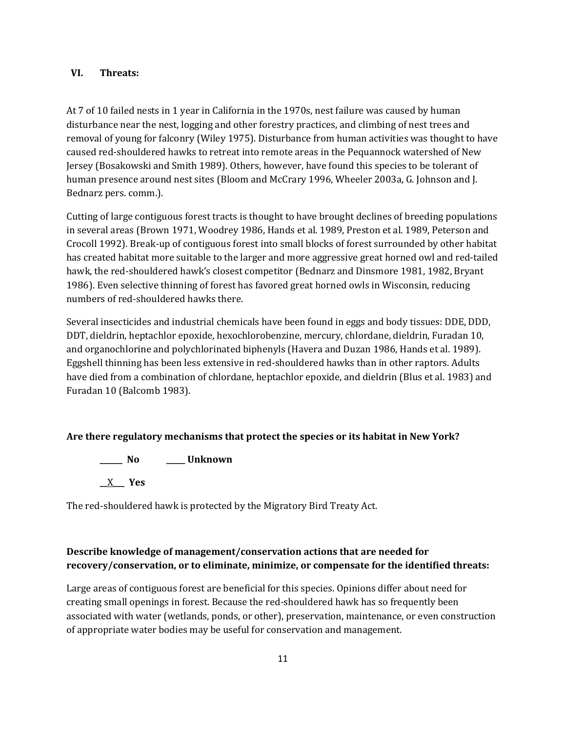## VI. Threats:

At 7 of 10 failed nests in 1 year in California in the 1970s, nest failure was caused by human disturbance near the nest, logging and other forestry practices, and climbing of nest trees and removal of young for falconry (Wiley 1975). Disturbance from human activities was thought to have caused red-shouldered hawks to retreat into remote areas in the Pequannock watershed of New Jersey (Bosakowski and Smith 1989). Others, however, have found this species to be tolerant of human presence around nest sites (Bloom and McCrary 1996, Wheeler 2003a, G. Johnson and J. Bednarz pers. comm.).

Cutting of large contiguous forest tracts is thought to have brought declines of breeding populations in several areas (Brown 1971, Woodrey 1986, Hands et al. 1989, Preston et al. 1989, Peterson and Crocoll 1992). Break-up of contiguous forest into small blocks of forest surrounded by other habitat has created habitat more suitable to the larger and more aggressive great horned owl and red-tailed hawk, the red-shouldered hawk's closest competitor (Bednarz and Dinsmore 1981, 1982, Bryant 1986). Even selective thinning of forest has favored great horned owls in Wisconsin, reducing numbers of red-shouldered hawks there.

Several insecticides and industrial chemicals have been found in eggs and body tissues: DDE, DDD, DDT, dieldrin, heptachlor epoxide, hexochlorobenzine, mercury, chlordane, dieldrin, Furadan 10, and organochlorine and polychlorinated biphenyls (Havera and Duzan 1986, Hands et al. 1989). Eggshell thinning has been less extensive in red-shouldered hawks than in other raptors. Adults have died from a combination of chlordane, heptachlor epoxide, and dieldrin (Blus et al. 1983) and Furadan 10 (Balcomb 1983).

**Are there regulatory mechanisms that protect the species or its habitat in New York?**

**\_\_\_\_\_\_ No** **\_\_\_\_\_ Unknown**

\_\_X\_\_\_ **Yes**

The red-shouldered hawk is protected by the Migratory Bird Treaty Act.

**Describe knowledge of management/conservation actions that are needed for recovery/conservation, or to eliminate, minimize, or compensate for the identified threats:**

Large areas of contiguous forest are beneficial for this species. Opinions differ about need for creating small openings in forest. Because the red-shouldered hawk has so frequently been associated with water (wetlands, ponds, or other), preservation, maintenance, or even construction of appropriate water bodies may be useful for conservation and management.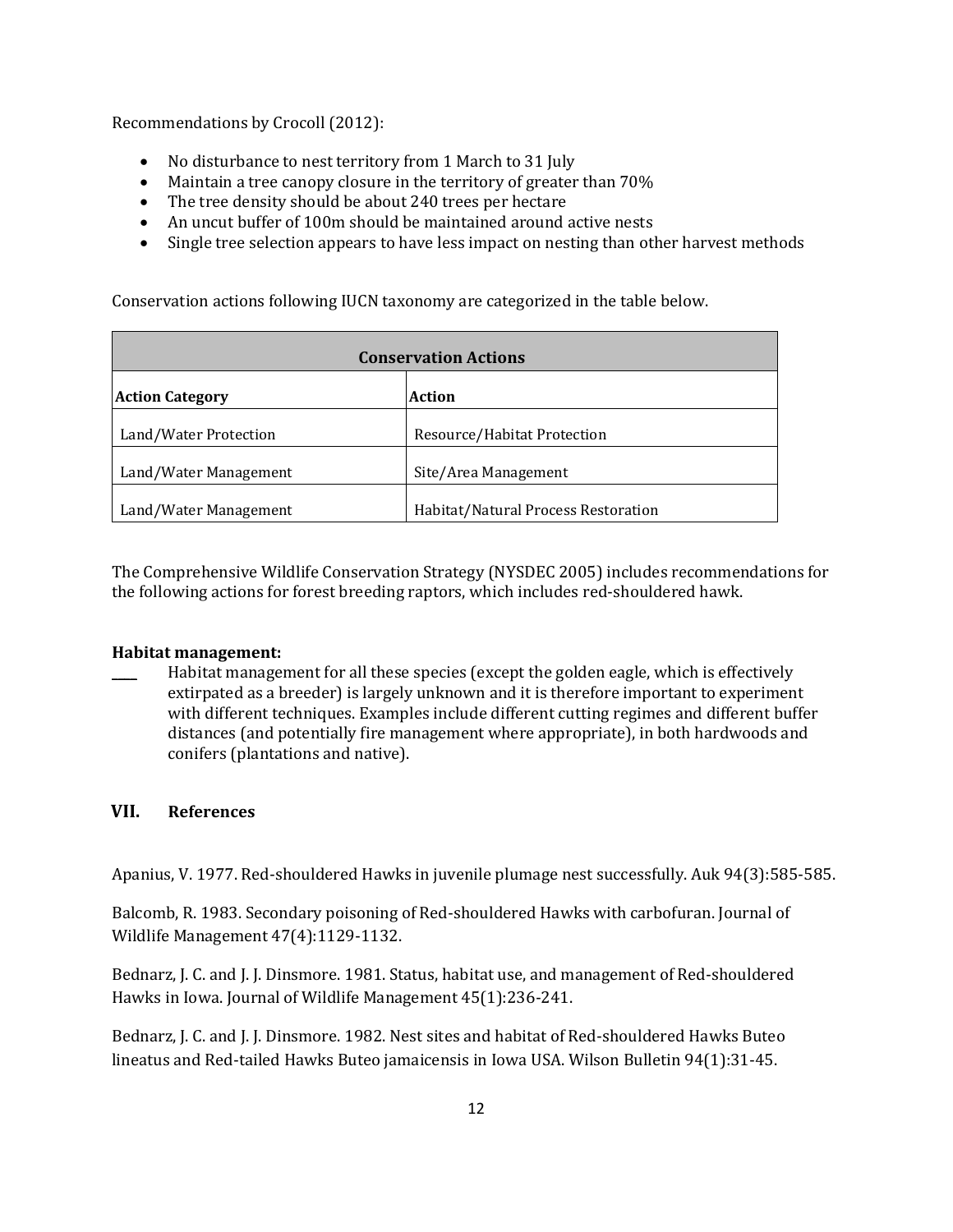Recommendations by Crocoll (2012):

- No disturbance to nest territory from 1 March to 31 July
- Maintain a tree canopy closure in the territory of greater than 70%
- The tree density should be about 240 trees per hectare
- An uncut buffer of 100m should be maintained around active nests
- Single tree selection appears to have less impact on nesting than other harvest methods

Conservation actions following IUCN taxonomy are categorized in the table below.

| Conservation Actions | |
|---|---|
| **Action Category** | **Action** |
| Land/Water Protection | Resource/Habitat Protection |
| Land/Water Management | Site/Area Management |
| Land/Water Management | Habitat/Natural Process Restoration |

The Comprehensive Wildlife Conservation Strategy (NYSDEC 2005) includes recommendations for the following actions for forest breeding raptors, which includes red-shouldered hawk.

**Habitat management:**

____ Habitat management for all these species (except the golden eagle, which is effectively extirpated as a breeder) is largely unknown and it is therefore important to experiment with different techniques. Examples include different cutting regimes and different buffer distances (and potentially fire management where appropriate), in both hardwoods and conifers (plantations and native).

## VII. References

Apanius, V. 1977. Red-shouldered Hawks in juvenile plumage nest successfully. Auk 94(3):585-585.

Balcomb, R. 1983. Secondary poisoning of Red-shouldered Hawks with carbofuran. Journal of Wildlife Management 47(4):1129-1132.

Bednarz, J. C. and J. J. Dinsmore. 1981. Status, habitat use, and management of Red-shouldered Hawks in Iowa. Journal of Wildlife Management 45(1):236-241.

Bednarz, J. C. and J. J. Dinsmore. 1982. Nest sites and habitat of Red-shouldered Hawks Buteo lineatus and Red-tailed Hawks Buteo jamaicensis in Iowa USA. Wilson Bulletin 94(1):31-45.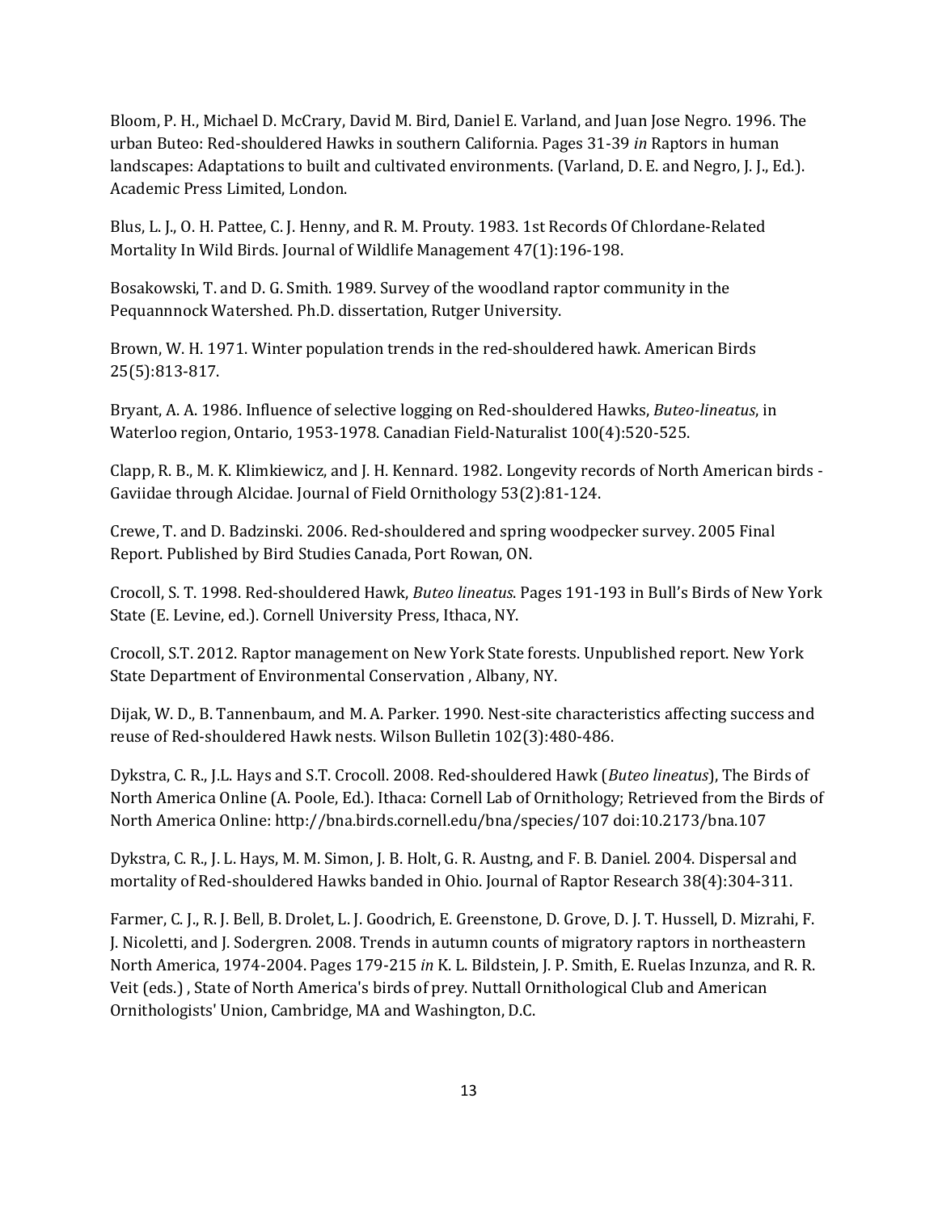Bloom, P. H., Michael D. McCrary, David M. Bird, Daniel E. Varland, and Juan Jose Negro. 1996. The urban Buteo: Red-shouldered Hawks in southern California. Pages 31-39 *in* Raptors in human landscapes: Adaptations to built and cultivated environments. (Varland, D. E. and Negro, J. J., Ed.). Academic Press Limited, London.

Blus, L. J., O. H. Pattee, C. J. Henny, and R. M. Prouty. 1983. 1st Records Of Chlordane-Related Mortality In Wild Birds. Journal of Wildlife Management 47(1):196-198.

Bosakowski, T. and D. G. Smith. 1989. Survey of the woodland raptor community in the Pequannnock Watershed. Ph.D. dissertation, Rutger University.

Brown, W. H. 1971. Winter population trends in the red-shouldered hawk. American Birds 25(5):813-817.

Bryant, A. A. 1986. Influence of selective logging on Red-shouldered Hawks, *Buteo-lineatus*, in Waterloo region, Ontario, 1953-1978. Canadian Field-Naturalist 100(4):520-525.

Clapp, R. B., M. K. Klimkiewicz, and J. H. Kennard. 1982. Longevity records of North American birds - Gaviidae through Alcidae. Journal of Field Ornithology 53(2):81-124.

Crewe, T. and D. Badzinski. 2006. Red-shouldered and spring woodpecker survey. 2005 Final Report. Published by Bird Studies Canada, Port Rowan, ON.

Crocoll, S. T. 1998. Red-shouldered Hawk, *Buteo lineatus*. Pages 191-193 in Bull's Birds of New York State (E. Levine, ed.). Cornell University Press, Ithaca, NY.

Crocoll, S.T. 2012. Raptor management on New York State forests. Unpublished report. New York State Department of Environmental Conservation , Albany, NY.

Dijak, W. D., B. Tannenbaum, and M. A. Parker. 1990. Nest-site characteristics affecting success and reuse of Red-shouldered Hawk nests. Wilson Bulletin 102(3):480-486.

Dykstra, C. R., J.L. Hays and S.T. Crocoll. 2008. Red-shouldered Hawk (*Buteo lineatus*), The Birds of North America Online (A. Poole, Ed.). Ithaca: Cornell Lab of Ornithology; Retrieved from the Birds of North America Online: http://bna.birds.cornell.edu/bna/species/107 doi:10.2173/bna.107

Dykstra, C. R., J. L. Hays, M. M. Simon, J. B. Holt, G. R. Austng, and F. B. Daniel. 2004. Dispersal and mortality of Red-shouldered Hawks banded in Ohio. Journal of Raptor Research 38(4):304-311.

Farmer, C. J., R. J. Bell, B. Drolet, L. J. Goodrich, E. Greenstone, D. Grove, D. J. T. Hussell, D. Mizrahi, F. J. Nicoletti, and J. Sodergren. 2008. Trends in autumn counts of migratory raptors in northeastern North America, 1974-2004. Pages 179-215 *in* K. L. Bildstein, J. P. Smith, E. Ruelas Inzunza, and R. R. Veit (eds.) , State of North America's birds of prey. Nuttall Ornithological Club and American Ornithologists' Union, Cambridge, MA and Washington, D.C.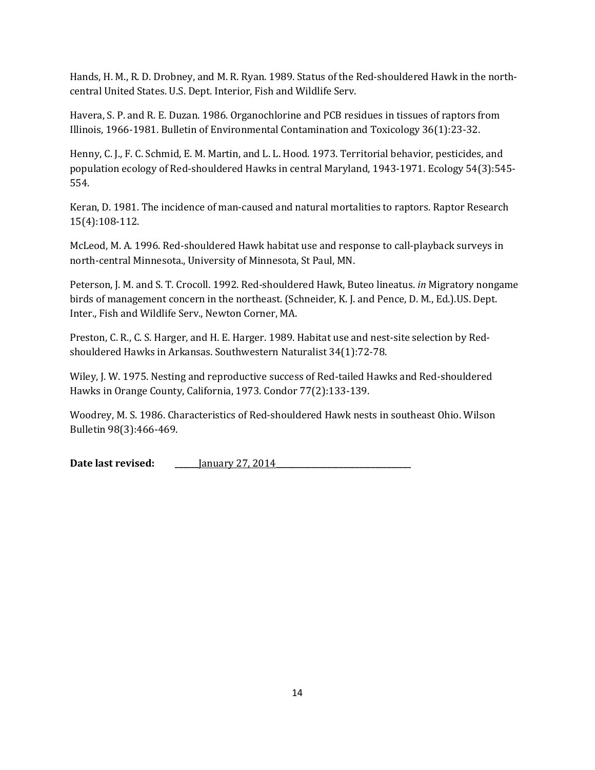Hands, H. M., R. D. Drobney, and M. R. Ryan. 1989. Status of the Red-shouldered Hawk in the north-central United States. U.S. Dept. Interior, Fish and Wildlife Serv.

Havera, S. P. and R. E. Duzan. 1986. Organochlorine and PCB residues in tissues of raptors from Illinois, 1966-1981. Bulletin of Environmental Contamination and Toxicology 36(1):23-32.

Henny, C. J., F. C. Schmid, E. M. Martin, and L. L. Hood. 1973. Territorial behavior, pesticides, and population ecology of Red-shouldered Hawks in central Maryland, 1943-1971. Ecology 54(3):545-554.

Keran, D. 1981. The incidence of man-caused and natural mortalities to raptors. Raptor Research 15(4):108-112.

McLeod, M. A. 1996. Red-shouldered Hawk habitat use and response to call-playback surveys in north-central Minnesota., University of Minnesota, St Paul, MN.

Peterson, J. M. and S. T. Crocoll. 1992. Red-shouldered Hawk, Buteo lineatus. *in* Migratory nongame birds of management concern in the northeast. (Schneider, K. J. and Pence, D. M., Ed.).US. Dept. Inter., Fish and Wildlife Serv., Newton Corner, MA.

Preston, C. R., C. S. Harger, and H. E. Harger. 1989. Habitat use and nest-site selection by Red-shouldered Hawks in Arkansas. Southwestern Naturalist 34(1):72-78.

Wiley, J. W. 1975. Nesting and reproductive success of Red-tailed Hawks and Red-shouldered Hawks in Orange County, California, 1973. Condor 77(2):133-139.

Woodrey, M. S. 1986. Characteristics of Red-shouldered Hawk nests in southeast Ohio. Wilson Bulletin 98(3):466-469.

**Date last revised:** January 27, 2014